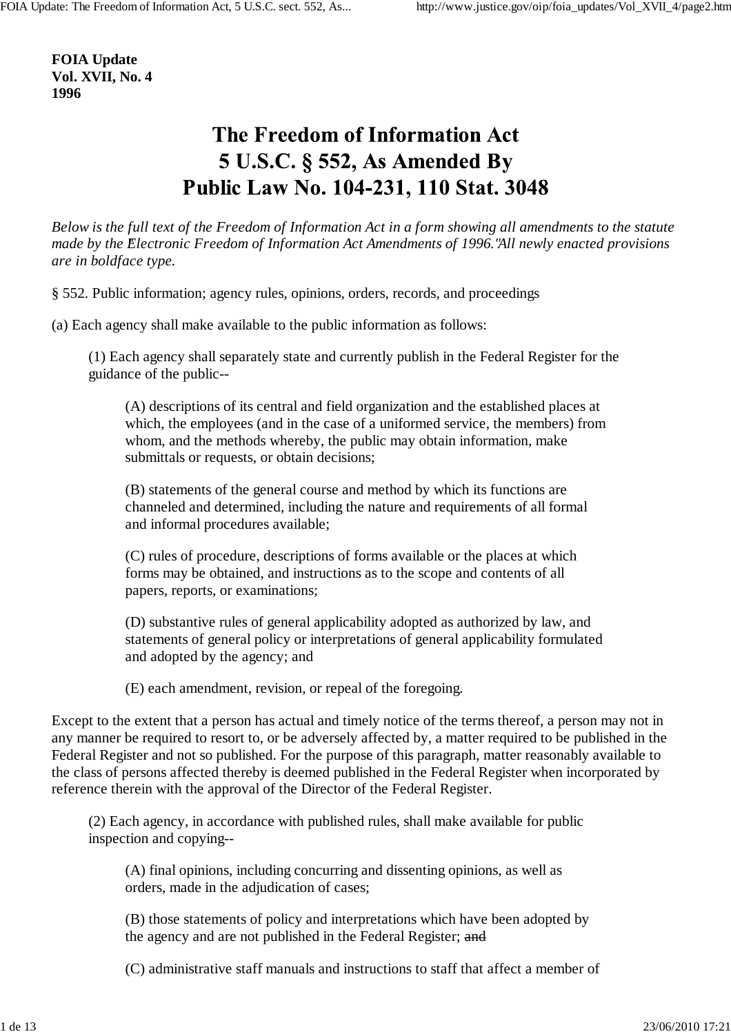**FOIA Update**
**Vol. XVII, No. 4**
**1996**

# The Freedom of Information Act
# 5 U.S.C. § 552, As Amended By
# Public Law No. 104-231, 110 Stat. 3048

*Below is the full text of the Freedom of Information Act in a form showing all amendments to the statute made by the "Electronic Freedom of Information Act Amendments of 1996." All newly enacted provisions are in boldface type.*

§ 552. Public information; agency rules, opinions, orders, records, and proceedings

(a) Each agency shall make available to the public information as follows:

> (1) Each agency shall separately state and currently publish in the Federal Register for the guidance of the public--
>
> > (A) descriptions of its central and field organization and the established places at which, the employees (and in the case of a uniformed service, the members) from whom, and the methods whereby, the public may obtain information, make submittals or requests, or obtain decisions;
> >
> > (B) statements of the general course and method by which its functions are channeled and determined, including the nature and requirements of all formal and informal procedures available;
> >
> > (C) rules of procedure, descriptions of forms available or the places at which forms may be obtained, and instructions as to the scope and contents of all papers, reports, or examinations;
> >
> > (D) substantive rules of general applicability adopted as authorized by law, and statements of general policy or interpretations of general applicability formulated and adopted by the agency; and
> >
> > (E) each amendment, revision, or repeal of the foregoing.

Except to the extent that a person has actual and timely notice of the terms thereof, a person may not in any manner be required to resort to, or be adversely affected by, a matter required to be published in the Federal Register and not so published. For the purpose of this paragraph, matter reasonably available to the class of persons affected thereby is deemed published in the Federal Register when incorporated by reference therein with the approval of the Director of the Federal Register.

> (2) Each agency, in accordance with published rules, shall make available for public inspection and copying--
>
> > (A) final opinions, including concurring and dissenting opinions, as well as orders, made in the adjudication of cases;
> >
> > (B) those statements of policy and interpretations which have been adopted by the agency and are not published in the Federal Register; ~~and~~
> >
> > (C) administrative staff manuals and instructions to staff that affect a member of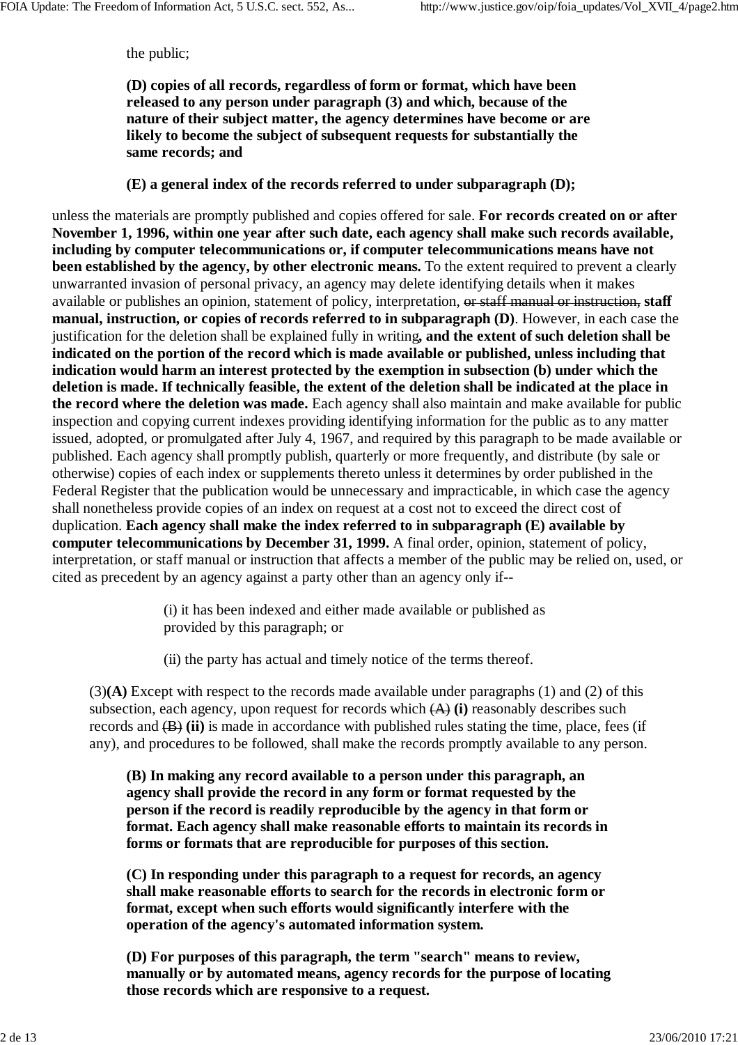the public;

**(D) copies of all records, regardless of form or format, which have been released to any person under paragraph (3) and which, because of the nature of their subject matter, the agency determines have become or are likely to become the subject of subsequent requests for substantially the same records; and**

**(E) a general index of the records referred to under subparagraph (D);**

unless the materials are promptly published and copies offered for sale. **For records created on or after November 1, 1996, within one year after such date, each agency shall make such records available, including by computer telecommunications or, if computer telecommunications means have not been established by the agency, by other electronic means.** To the extent required to prevent a clearly unwarranted invasion of personal privacy, an agency may delete identifying details when it makes available or publishes an opinion, statement of policy, interpretation, ~~or staff manual or instruction,~~ **staff manual, instruction, or copies of records referred to in subparagraph (D)**. However, in each case the justification for the deletion shall be explained fully in writing**, and the extent of such deletion shall be indicated on the portion of the record which is made available or published, unless including that indication would harm an interest protected by the exemption in subsection (b) under which the deletion is made. If technically feasible, the extent of the deletion shall be indicated at the place in the record where the deletion was made.** Each agency shall also maintain and make available for public inspection and copying current indexes providing identifying information for the public as to any matter issued, adopted, or promulgated after July 4, 1967, and required by this paragraph to be made available or published. Each agency shall promptly publish, quarterly or more frequently, and distribute (by sale or otherwise) copies of each index or supplements thereto unless it determines by order published in the Federal Register that the publication would be unnecessary and impracticable, in which case the agency shall nonetheless provide copies of an index on request at a cost not to exceed the direct cost of duplication. **Each agency shall make the index referred to in subparagraph (E) available by computer telecommunications by December 31, 1999.** A final order, opinion, statement of policy, interpretation, or staff manual or instruction that affects a member of the public may be relied on, used, or cited as precedent by an agency against a party other than an agency only if--

(i) it has been indexed and either made available or published as provided by this paragraph; or

(ii) the party has actual and timely notice of the terms thereof.

(3)**(A)** Except with respect to the records made available under paragraphs (1) and (2) of this subsection, each agency, upon request for records which ~~(A)~~ **(i)** reasonably describes such records and ~~(B)~~ **(ii)** is made in accordance with published rules stating the time, place, fees (if any), and procedures to be followed, shall make the records promptly available to any person.

**(B) In making any record available to a person under this paragraph, an agency shall provide the record in any form or format requested by the person if the record is readily reproducible by the agency in that form or format. Each agency shall make reasonable efforts to maintain its records in forms or formats that are reproducible for purposes of this section.**

**(C) In responding under this paragraph to a request for records, an agency shall make reasonable efforts to search for the records in electronic form or format, except when such efforts would significantly interfere with the operation of the agency's automated information system.**

**(D) For purposes of this paragraph, the term "search" means to review, manually or by automated means, agency records for the purpose of locating those records which are responsive to a request.**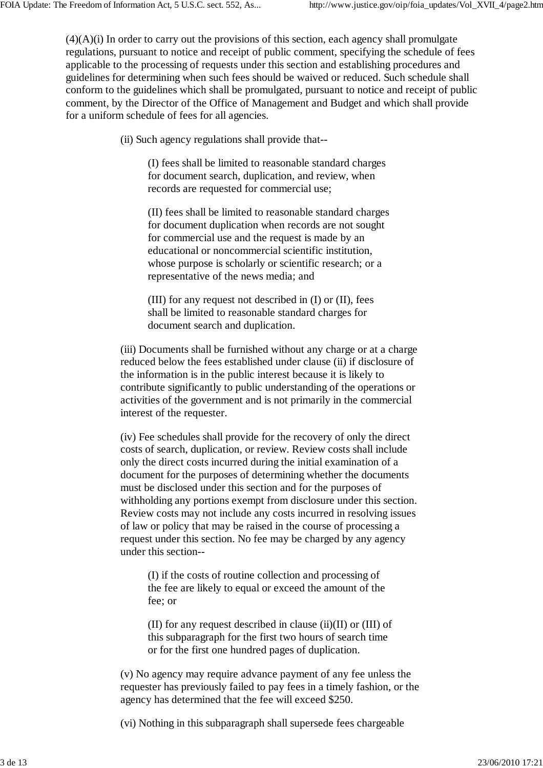(4)(A)(i) In order to carry out the provisions of this section, each agency shall promulgate regulations, pursuant to notice and receipt of public comment, specifying the schedule of fees applicable to the processing of requests under this section and establishing procedures and guidelines for determining when such fees should be waived or reduced. Such schedule shall conform to the guidelines which shall be promulgated, pursuant to notice and receipt of public comment, by the Director of the Office of Management and Budget and which shall provide for a uniform schedule of fees for all agencies.

(ii) Such agency regulations shall provide that--

(I) fees shall be limited to reasonable standard charges for document search, duplication, and review, when records are requested for commercial use;

(II) fees shall be limited to reasonable standard charges for document duplication when records are not sought for commercial use and the request is made by an educational or noncommercial scientific institution, whose purpose is scholarly or scientific research; or a representative of the news media; and

(III) for any request not described in (I) or (II), fees shall be limited to reasonable standard charges for document search and duplication.

(iii) Documents shall be furnished without any charge or at a charge reduced below the fees established under clause (ii) if disclosure of the information is in the public interest because it is likely to contribute significantly to public understanding of the operations or activities of the government and is not primarily in the commercial interest of the requester.

(iv) Fee schedules shall provide for the recovery of only the direct costs of search, duplication, or review. Review costs shall include only the direct costs incurred during the initial examination of a document for the purposes of determining whether the documents must be disclosed under this section and for the purposes of withholding any portions exempt from disclosure under this section. Review costs may not include any costs incurred in resolving issues of law or policy that may be raised in the course of processing a request under this section. No fee may be charged by any agency under this section--

(I) if the costs of routine collection and processing of the fee are likely to equal or exceed the amount of the fee; or

(II) for any request described in clause (ii)(II) or (III) of this subparagraph for the first two hours of search time or for the first one hundred pages of duplication.

(v) No agency may require advance payment of any fee unless the requester has previously failed to pay fees in a timely fashion, or the agency has determined that the fee will exceed $250.

(vi) Nothing in this subparagraph shall supersede fees chargeable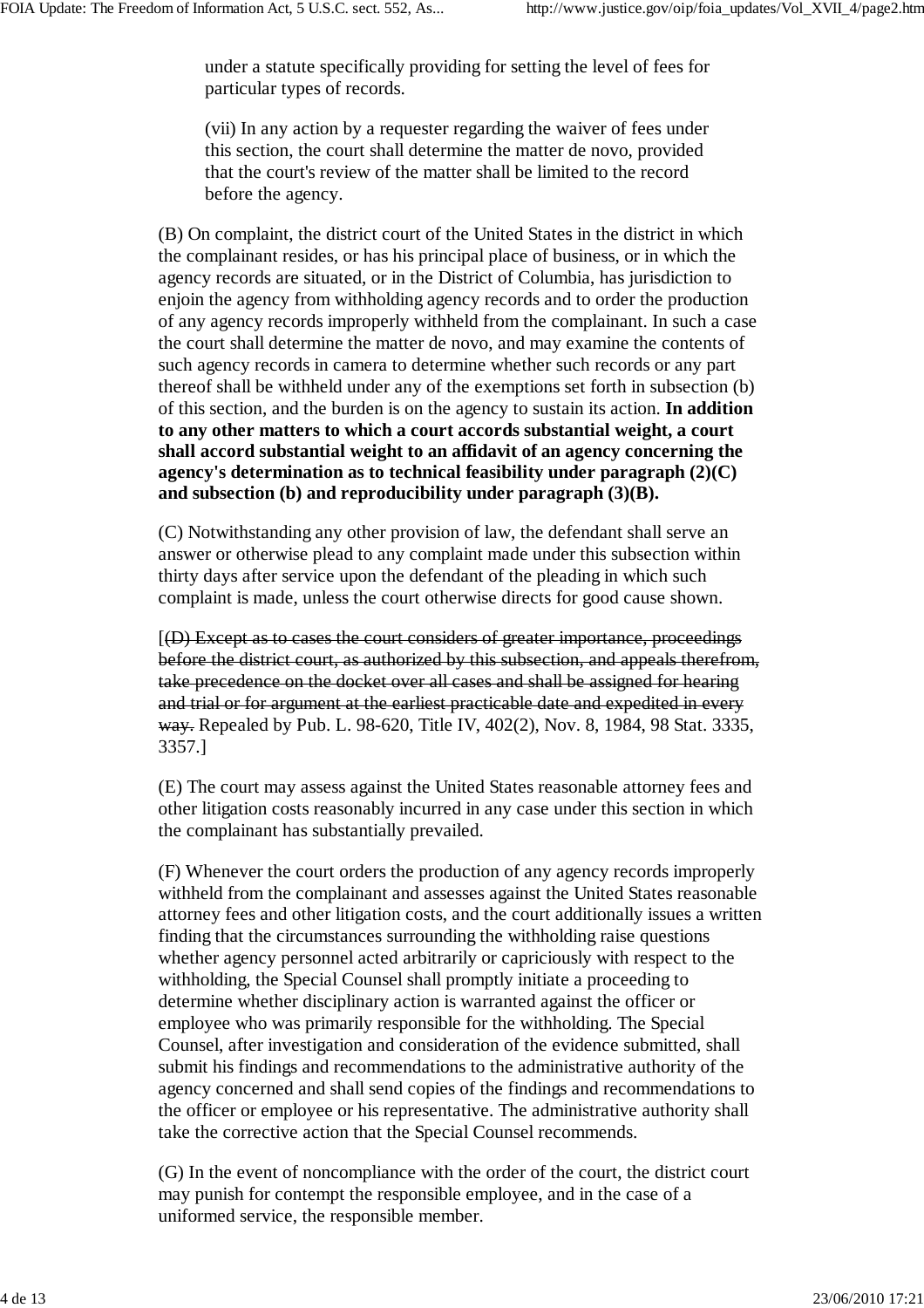under a statute specifically providing for setting the level of fees for particular types of records.

(vii) In any action by a requester regarding the waiver of fees under this section, the court shall determine the matter de novo, provided that the court's review of the matter shall be limited to the record before the agency.

(B) On complaint, the district court of the United States in the district in which the complainant resides, or has his principal place of business, or in which the agency records are situated, or in the District of Columbia, has jurisdiction to enjoin the agency from withholding agency records and to order the production of any agency records improperly withheld from the complainant. In such a case the court shall determine the matter de novo, and may examine the contents of such agency records in camera to determine whether such records or any part thereof shall be withheld under any of the exemptions set forth in subsection (b) of this section, and the burden is on the agency to sustain its action. **In addition to any other matters to which a court accords substantial weight, a court shall accord substantial weight to an affidavit of an agency concerning the agency's determination as to technical feasibility under paragraph (2)(C) and subsection (b) and reproducibility under paragraph (3)(B).**

(C) Notwithstanding any other provision of law, the defendant shall serve an answer or otherwise plead to any complaint made under this subsection within thirty days after service upon the defendant of the pleading in which such complaint is made, unless the court otherwise directs for good cause shown.

[~~(D) Except as to cases the court considers of greater importance, proceedings before the district court, as authorized by this subsection, and appeals therefrom, take precedence on the docket over all cases and shall be assigned for hearing and trial or for argument at the earliest practicable date and expedited in every way.~~ Repealed by Pub. L. 98-620, Title IV, 402(2), Nov. 8, 1984, 98 Stat. 3335, 3357.]

(E) The court may assess against the United States reasonable attorney fees and other litigation costs reasonably incurred in any case under this section in which the complainant has substantially prevailed.

(F) Whenever the court orders the production of any agency records improperly withheld from the complainant and assesses against the United States reasonable attorney fees and other litigation costs, and the court additionally issues a written finding that the circumstances surrounding the withholding raise questions whether agency personnel acted arbitrarily or capriciously with respect to the withholding, the Special Counsel shall promptly initiate a proceeding to determine whether disciplinary action is warranted against the officer or employee who was primarily responsible for the withholding. The Special Counsel, after investigation and consideration of the evidence submitted, shall submit his findings and recommendations to the administrative authority of the agency concerned and shall send copies of the findings and recommendations to the officer or employee or his representative. The administrative authority shall take the corrective action that the Special Counsel recommends.

(G) In the event of noncompliance with the order of the court, the district court may punish for contempt the responsible employee, and in the case of a uniformed service, the responsible member.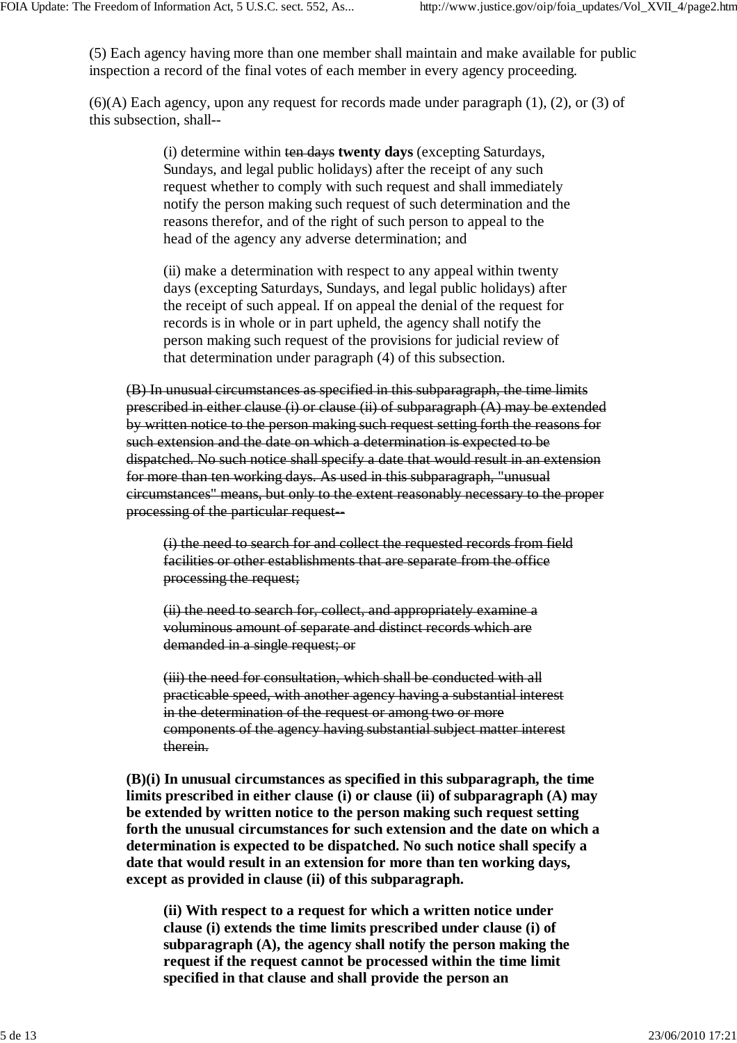(5) Each agency having more than one member shall maintain and make available for public inspection a record of the final votes of each member in every agency proceeding.

(6)(A) Each agency, upon any request for records made under paragraph (1), (2), or (3) of this subsection, shall--

> (i) determine within ~~ten days~~ **twenty days** (excepting Saturdays, Sundays, and legal public holidays) after the receipt of any such request whether to comply with such request and shall immediately notify the person making such request of such determination and the reasons therefor, and of the right of such person to appeal to the head of the agency any adverse determination; and
>
> (ii) make a determination with respect to any appeal within twenty days (excepting Saturdays, Sundays, and legal public holidays) after the receipt of such appeal. If on appeal the denial of the request for records is in whole or in part upheld, the agency shall notify the person making such request of the provisions for judicial review of that determination under paragraph (4) of this subsection.

~~(B) In unusual circumstances as specified in this subparagraph, the time limits prescribed in either clause (i) or clause (ii) of subparagraph (A) may be extended by written notice to the person making such request setting forth the reasons for such extension and the date on which a determination is expected to be dispatched. No such notice shall specify a date that would result in an extension for more than ten working days. As used in this subparagraph, "unusual circumstances" means, but only to the extent reasonably necessary to the proper processing of the particular request--~~

> ~~(i) the need to search for and collect the requested records from field facilities or other establishments that are separate from the office processing the request;~~
>
> ~~(ii) the need to search for, collect, and appropriately examine a voluminous amount of separate and distinct records which are demanded in a single request; or~~
>
> ~~(iii) the need for consultation, which shall be conducted with all practicable speed, with another agency having a substantial interest in the determination of the request or among two or more components of the agency having substantial subject matter interest therein.~~

**(B)(i) In unusual circumstances as specified in this subparagraph, the time limits prescribed in either clause (i) or clause (ii) of subparagraph (A) may be extended by written notice to the person making such request setting forth the unusual circumstances for such extension and the date on which a determination is expected to be dispatched. No such notice shall specify a date that would result in an extension for more than ten working days, except as provided in clause (ii) of this subparagraph.**

> **(ii) With respect to a request for which a written notice under clause (i) extends the time limits prescribed under clause (i) of subparagraph (A), the agency shall notify the person making the request if the request cannot be processed within the time limit specified in that clause and shall provide the person an**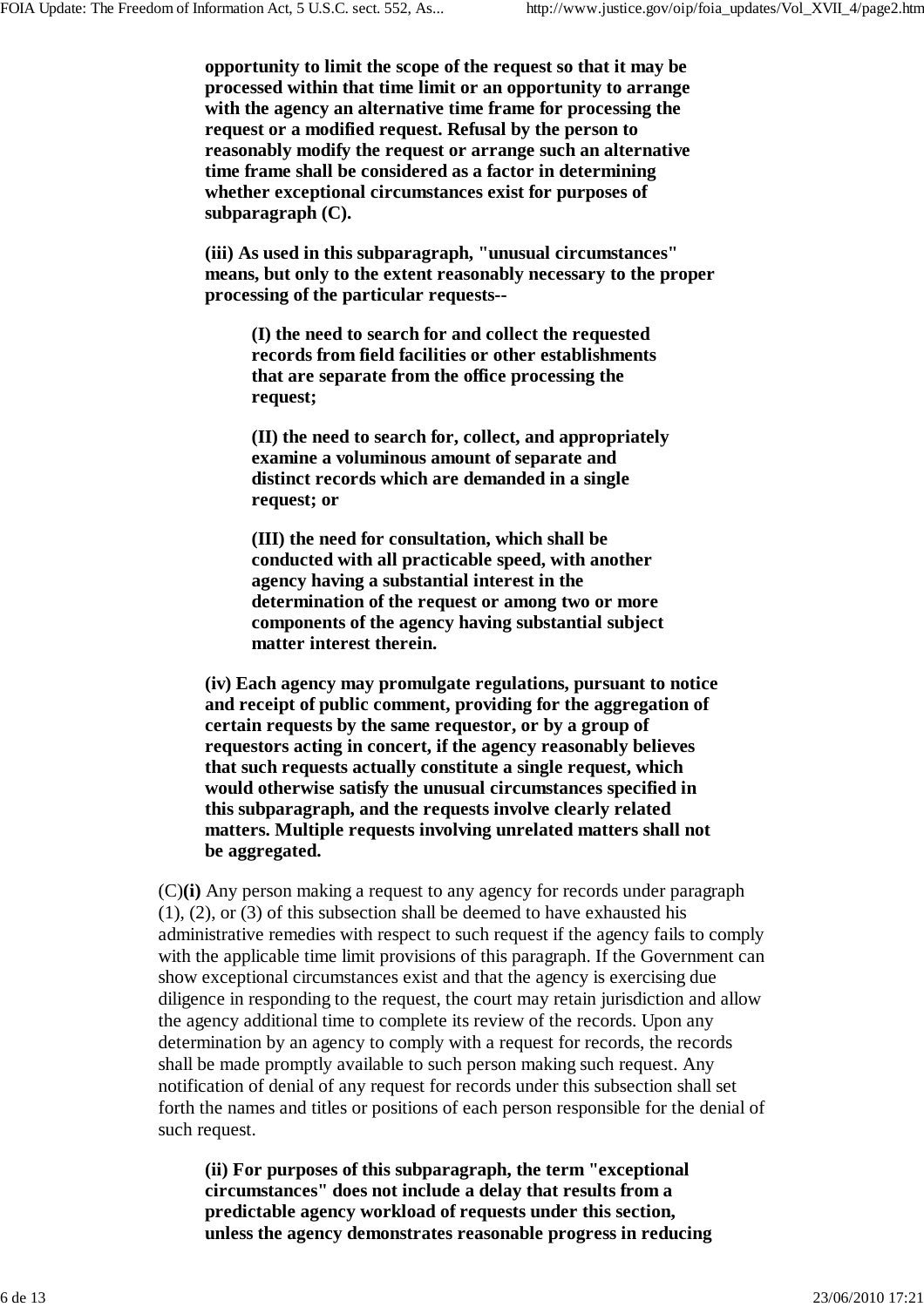**opportunity to limit the scope of the request so that it may be processed within that time limit or an opportunity to arrange with the agency an alternative time frame for processing the request or a modified request. Refusal by the person to reasonably modify the request or arrange such an alternative time frame shall be considered as a factor in determining whether exceptional circumstances exist for purposes of subparagraph (C).**

**(iii) As used in this subparagraph, "unusual circumstances" means, but only to the extent reasonably necessary to the proper processing of the particular requests--**

**(I) the need to search for and collect the requested records from field facilities or other establishments that are separate from the office processing the request;**

**(II) the need to search for, collect, and appropriately examine a voluminous amount of separate and distinct records which are demanded in a single request; or**

**(III) the need for consultation, which shall be conducted with all practicable speed, with another agency having a substantial interest in the determination of the request or among two or more components of the agency having substantial subject matter interest therein.**

**(iv) Each agency may promulgate regulations, pursuant to notice and receipt of public comment, providing for the aggregation of certain requests by the same requestor, or by a group of requestors acting in concert, if the agency reasonably believes that such requests actually constitute a single request, which would otherwise satisfy the unusual circumstances specified in this subparagraph, and the requests involve clearly related matters. Multiple requests involving unrelated matters shall not be aggregated.**

(C)**(i)** Any person making a request to any agency for records under paragraph (1), (2), or (3) of this subsection shall be deemed to have exhausted his administrative remedies with respect to such request if the agency fails to comply with the applicable time limit provisions of this paragraph. If the Government can show exceptional circumstances exist and that the agency is exercising due diligence in responding to the request, the court may retain jurisdiction and allow the agency additional time to complete its review of the records. Upon any determination by an agency to comply with a request for records, the records shall be made promptly available to such person making such request. Any notification of denial of any request for records under this subsection shall set forth the names and titles or positions of each person responsible for the denial of such request.

**(ii) For purposes of this subparagraph, the term "exceptional circumstances" does not include a delay that results from a predictable agency workload of requests under this section, unless the agency demonstrates reasonable progress in reducing**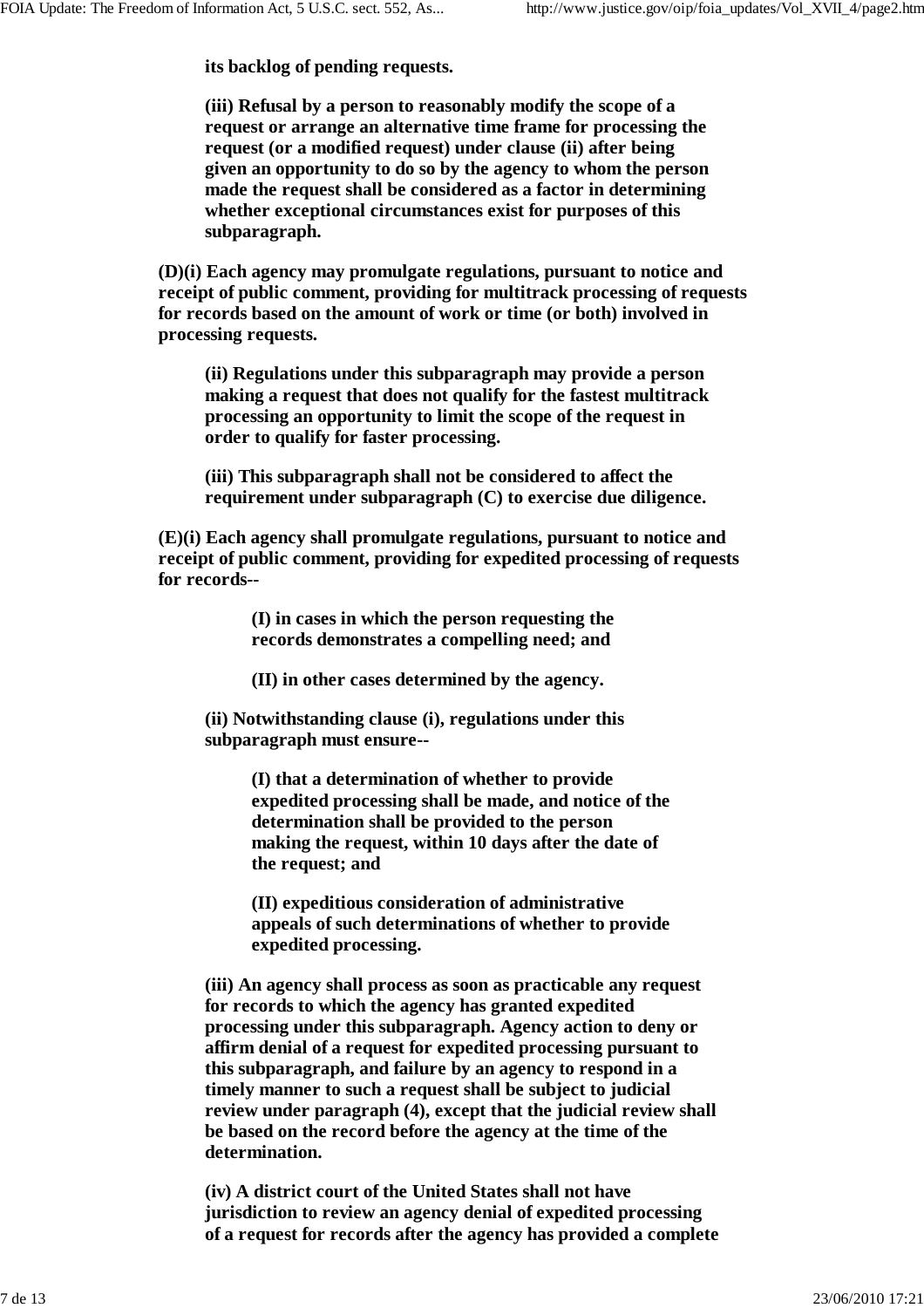**its backlog of pending requests.**

**(iii) Refusal by a person to reasonably modify the scope of a request or arrange an alternative time frame for processing the request (or a modified request) under clause (ii) after being given an opportunity to do so by the agency to whom the person made the request shall be considered as a factor in determining whether exceptional circumstances exist for purposes of this subparagraph.**

**(D)(i) Each agency may promulgate regulations, pursuant to notice and receipt of public comment, providing for multitrack processing of requests for records based on the amount of work or time (or both) involved in processing requests.**

**(ii) Regulations under this subparagraph may provide a person making a request that does not qualify for the fastest multitrack processing an opportunity to limit the scope of the request in order to qualify for faster processing.**

**(iii) This subparagraph shall not be considered to affect the requirement under subparagraph (C) to exercise due diligence.**

**(E)(i) Each agency shall promulgate regulations, pursuant to notice and receipt of public comment, providing for expedited processing of requests for records--**

**(I) in cases in which the person requesting the records demonstrates a compelling need; and**

**(II) in other cases determined by the agency.**

**(ii) Notwithstanding clause (i), regulations under this subparagraph must ensure--**

**(I) that a determination of whether to provide expedited processing shall be made, and notice of the determination shall be provided to the person making the request, within 10 days after the date of the request; and**

**(II) expeditious consideration of administrative appeals of such determinations of whether to provide expedited processing.**

**(iii) An agency shall process as soon as practicable any request for records to which the agency has granted expedited processing under this subparagraph. Agency action to deny or affirm denial of a request for expedited processing pursuant to this subparagraph, and failure by an agency to respond in a timely manner to such a request shall be subject to judicial review under paragraph (4), except that the judicial review shall be based on the record before the agency at the time of the determination.**

**(iv) A district court of the United States shall not have jurisdiction to review an agency denial of expedited processing of a request for records after the agency has provided a complete**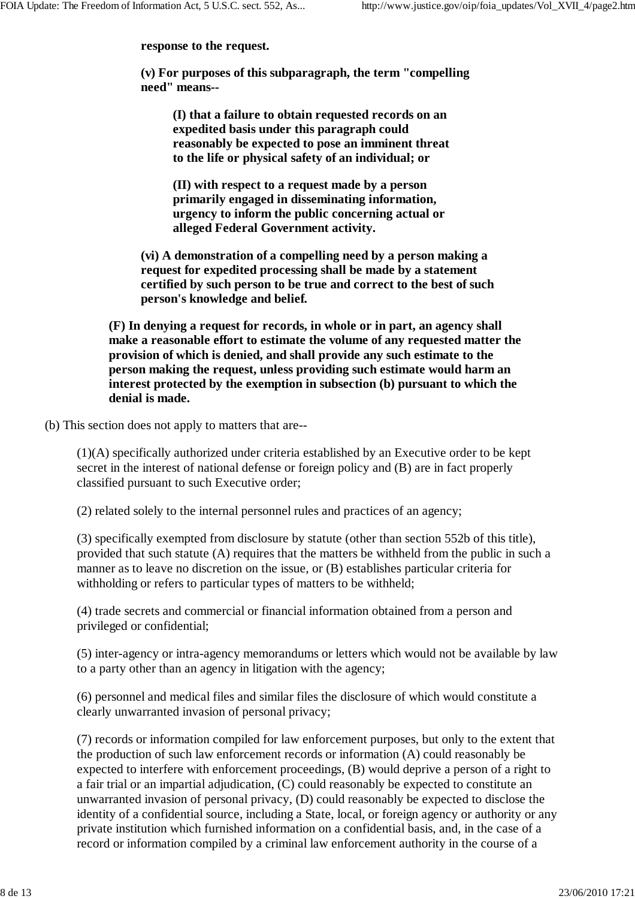**response to the request.**

**(v) For purposes of this subparagraph, the term "compelling need" means--**

**(I) that a failure to obtain requested records on an expedited basis under this paragraph could reasonably be expected to pose an imminent threat to the life or physical safety of an individual; or**

**(II) with respect to a request made by a person primarily engaged in disseminating information, urgency to inform the public concerning actual or alleged Federal Government activity.**

**(vi) A demonstration of a compelling need by a person making a request for expedited processing shall be made by a statement certified by such person to be true and correct to the best of such person's knowledge and belief.**

**(F) In denying a request for records, in whole or in part, an agency shall make a reasonable effort to estimate the volume of any requested matter the provision of which is denied, and shall provide any such estimate to the person making the request, unless providing such estimate would harm an interest protected by the exemption in subsection (b) pursuant to which the denial is made.**

(b) This section does not apply to matters that are--

(1)(A) specifically authorized under criteria established by an Executive order to be kept secret in the interest of national defense or foreign policy and (B) are in fact properly classified pursuant to such Executive order;

(2) related solely to the internal personnel rules and practices of an agency;

(3) specifically exempted from disclosure by statute (other than section 552b of this title), provided that such statute (A) requires that the matters be withheld from the public in such a manner as to leave no discretion on the issue, or (B) establishes particular criteria for withholding or refers to particular types of matters to be withheld;

(4) trade secrets and commercial or financial information obtained from a person and privileged or confidential;

(5) inter-agency or intra-agency memorandums or letters which would not be available by law to a party other than an agency in litigation with the agency;

(6) personnel and medical files and similar files the disclosure of which would constitute a clearly unwarranted invasion of personal privacy;

(7) records or information compiled for law enforcement purposes, but only to the extent that the production of such law enforcement records or information (A) could reasonably be expected to interfere with enforcement proceedings, (B) would deprive a person of a right to a fair trial or an impartial adjudication, (C) could reasonably be expected to constitute an unwarranted invasion of personal privacy, (D) could reasonably be expected to disclose the identity of a confidential source, including a State, local, or foreign agency or authority or any private institution which furnished information on a confidential basis, and, in the case of a record or information compiled by a criminal law enforcement authority in the course of a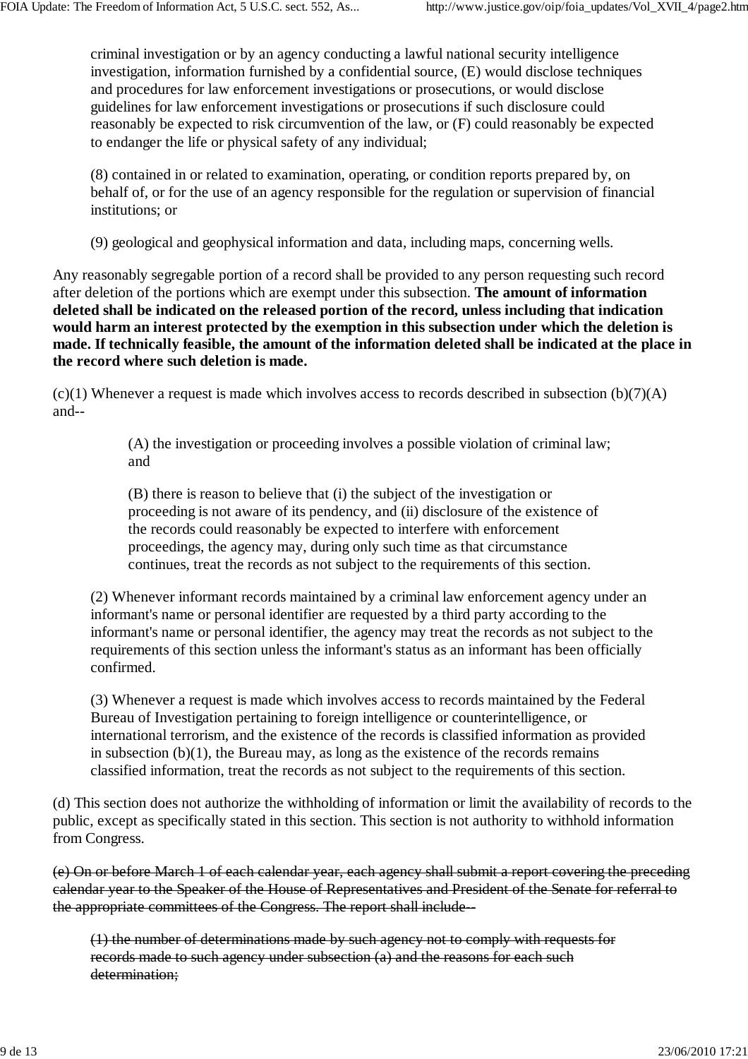criminal investigation or by an agency conducting a lawful national security intelligence investigation, information furnished by a confidential source, (E) would disclose techniques and procedures for law enforcement investigations or prosecutions, or would disclose guidelines for law enforcement investigations or prosecutions if such disclosure could reasonably be expected to risk circumvention of the law, or (F) could reasonably be expected to endanger the life or physical safety of any individual;

(8) contained in or related to examination, operating, or condition reports prepared by, on behalf of, or for the use of an agency responsible for the regulation or supervision of financial institutions; or

(9) geological and geophysical information and data, including maps, concerning wells.

Any reasonably segregable portion of a record shall be provided to any person requesting such record after deletion of the portions which are exempt under this subsection. **The amount of information deleted shall be indicated on the released portion of the record, unless including that indication would harm an interest protected by the exemption in this subsection under which the deletion is made. If technically feasible, the amount of the information deleted shall be indicated at the place in the record where such deletion is made.**

(c)(1) Whenever a request is made which involves access to records described in subsection (b)(7)(A) and--

(A) the investigation or proceeding involves a possible violation of criminal law; and

(B) there is reason to believe that (i) the subject of the investigation or proceeding is not aware of its pendency, and (ii) disclosure of the existence of the records could reasonably be expected to interfere with enforcement proceedings, the agency may, during only such time as that circumstance continues, treat the records as not subject to the requirements of this section.

(2) Whenever informant records maintained by a criminal law enforcement agency under an informant's name or personal identifier are requested by a third party according to the informant's name or personal identifier, the agency may treat the records as not subject to the requirements of this section unless the informant's status as an informant has been officially confirmed.

(3) Whenever a request is made which involves access to records maintained by the Federal Bureau of Investigation pertaining to foreign intelligence or counterintelligence, or international terrorism, and the existence of the records is classified information as provided in subsection (b)(1), the Bureau may, as long as the existence of the records remains classified information, treat the records as not subject to the requirements of this section.

(d) This section does not authorize the withholding of information or limit the availability of records to the public, except as specifically stated in this section. This section is not authority to withhold information from Congress.

~~(e) On or before March 1 of each calendar year, each agency shall submit a report covering the preceding calendar year to the Speaker of the House of Representatives and President of the Senate for referral to the appropriate committees of the Congress. The report shall include--~~

~~(1) the number of determinations made by such agency not to comply with requests for records made to such agency under subsection (a) and the reasons for each such determination;~~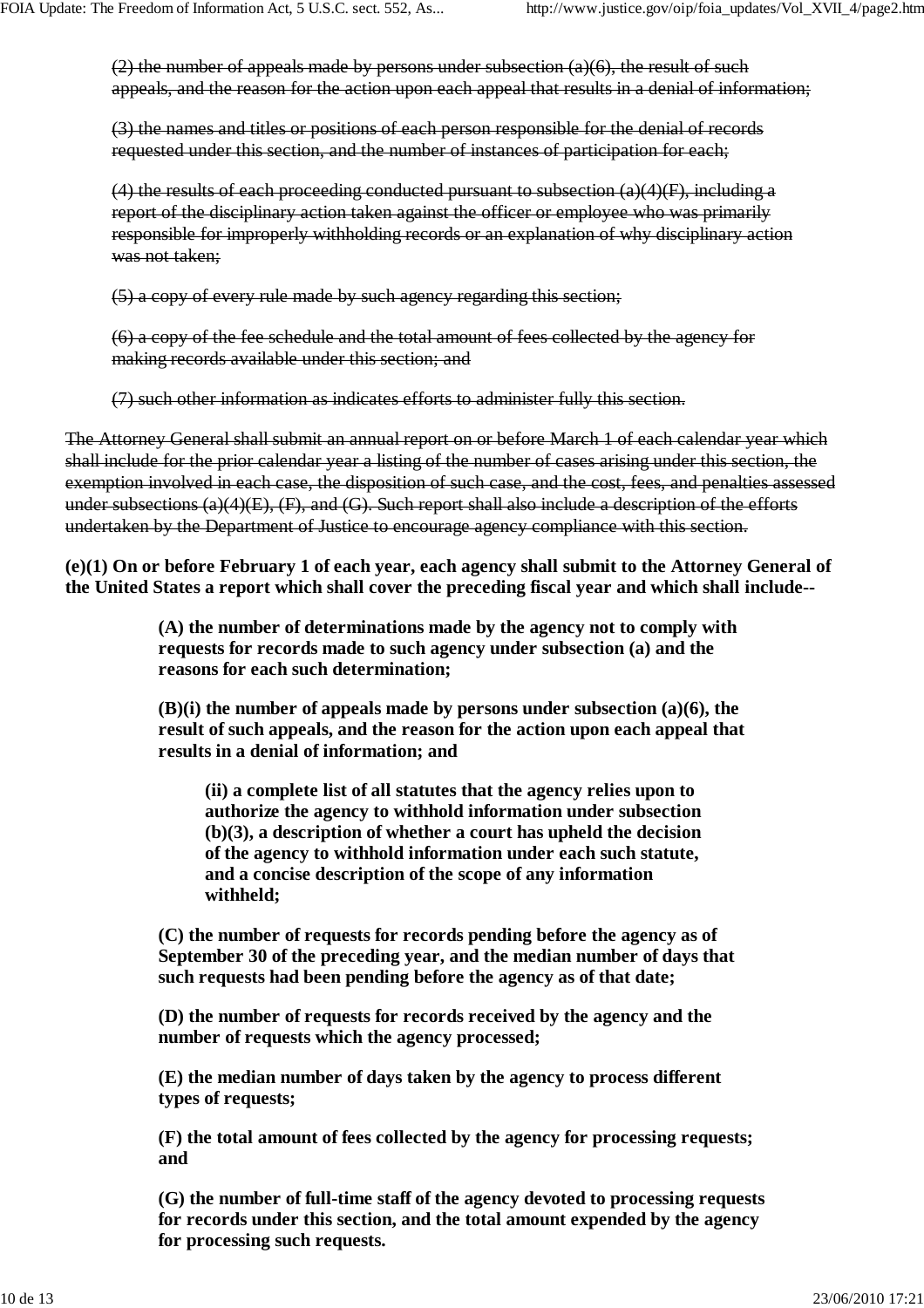~~(2) the number of appeals made by persons under subsection (a)(6), the result of such appeals, and the reason for the action upon each appeal that results in a denial of information;~~

~~(3) the names and titles or positions of each person responsible for the denial of records requested under this section, and the number of instances of participation for each;~~

~~(4) the results of each proceeding conducted pursuant to subsection (a)(4)(F), including a report of the disciplinary action taken against the officer or employee who was primarily responsible for improperly withholding records or an explanation of why disciplinary action was not taken;~~

~~(5) a copy of every rule made by such agency regarding this section;~~

~~(6) a copy of the fee schedule and the total amount of fees collected by the agency for making records available under this section; and~~

~~(7) such other information as indicates efforts to administer fully this section.~~

~~The Attorney General shall submit an annual report on or before March 1 of each calendar year which shall include for the prior calendar year a listing of the number of cases arising under this section, the exemption involved in each case, the disposition of such case, and the cost, fees, and penalties assessed under subsections (a)(4)(E), (F), and (G). Such report shall also include a description of the efforts undertaken by the Department of Justice to encourage agency compliance with this section.~~

**(e)(1) On or before February 1 of each year, each agency shall submit to the Attorney General of the United States a report which shall cover the preceding fiscal year and which shall include--**

**(A) the number of determinations made by the agency not to comply with requests for records made to such agency under subsection (a) and the reasons for each such determination;**

**(B)(i) the number of appeals made by persons under subsection (a)(6), the result of such appeals, and the reason for the action upon each appeal that results in a denial of information; and**

**(ii) a complete list of all statutes that the agency relies upon to authorize the agency to withhold information under subsection (b)(3), a description of whether a court has upheld the decision of the agency to withhold information under each such statute, and a concise description of the scope of any information withheld;**

**(C) the number of requests for records pending before the agency as of September 30 of the preceding year, and the median number of days that such requests had been pending before the agency as of that date;**

**(D) the number of requests for records received by the agency and the number of requests which the agency processed;**

**(E) the median number of days taken by the agency to process different types of requests;**

**(F) the total amount of fees collected by the agency for processing requests; and**

**(G) the number of full-time staff of the agency devoted to processing requests for records under this section, and the total amount expended by the agency for processing such requests.**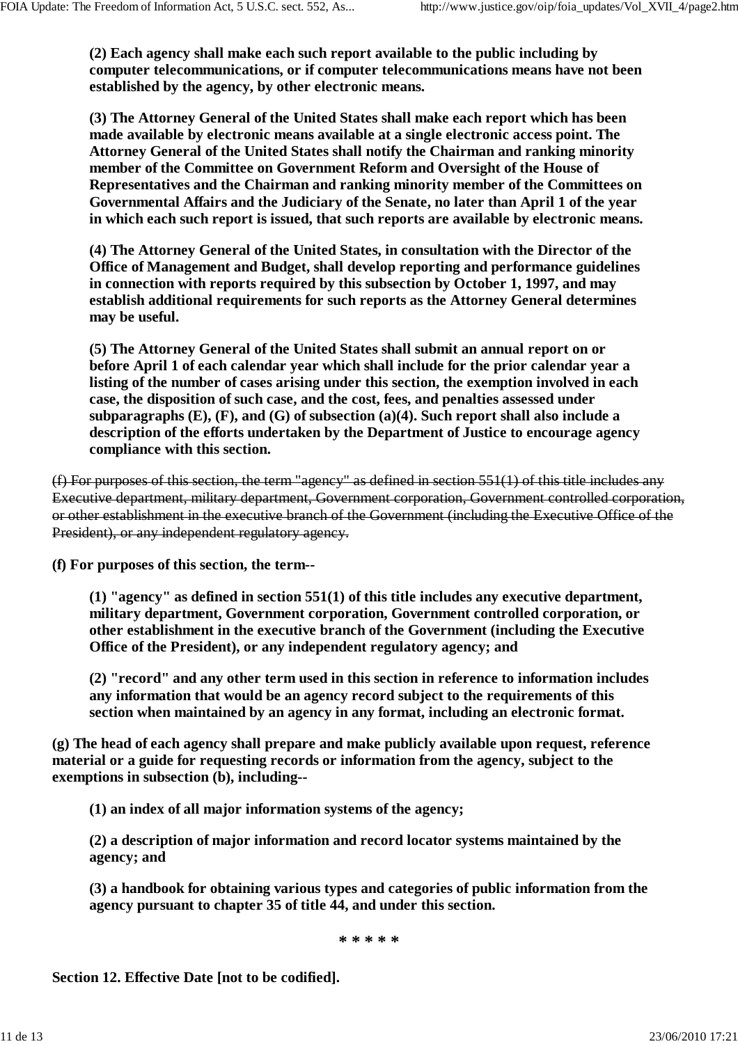**(2) Each agency shall make each such report available to the public including by computer telecommunications, or if computer telecommunications means have not been established by the agency, by other electronic means.**

**(3) The Attorney General of the United States shall make each report which has been made available by electronic means available at a single electronic access point. The Attorney General of the United States shall notify the Chairman and ranking minority member of the Committee on Government Reform and Oversight of the House of Representatives and the Chairman and ranking minority member of the Committees on Governmental Affairs and the Judiciary of the Senate, no later than April 1 of the year in which each such report is issued, that such reports are available by electronic means.**

**(4) The Attorney General of the United States, in consultation with the Director of the Office of Management and Budget, shall develop reporting and performance guidelines in connection with reports required by this subsection by October 1, 1997, and may establish additional requirements for such reports as the Attorney General determines may be useful.**

**(5) The Attorney General of the United States shall submit an annual report on or before April 1 of each calendar year which shall include for the prior calendar year a listing of the number of cases arising under this section, the exemption involved in each case, the disposition of such case, and the cost, fees, and penalties assessed under subparagraphs (E), (F), and (G) of subsection (a)(4). Such report shall also include a description of the efforts undertaken by the Department of Justice to encourage agency compliance with this section.**

~~(f) For purposes of this section, the term "agency" as defined in section 551(1) of this title includes any Executive department, military department, Government corporation, Government controlled corporation, or other establishment in the executive branch of the Government (including the Executive Office of the President), or any independent regulatory agency.~~

**(f) For purposes of this section, the term--**

**(1) "agency" as defined in section 551(1) of this title includes any executive department, military department, Government corporation, Government controlled corporation, or other establishment in the executive branch of the Government (including the Executive Office of the President), or any independent regulatory agency; and**

**(2) "record" and any other term used in this section in reference to information includes any information that would be an agency record subject to the requirements of this section when maintained by an agency in any format, including an electronic format.**

**(g) The head of each agency shall prepare and make publicly available upon request, reference material or a guide for requesting records or information from the agency, subject to the exemptions in subsection (b), including--**

**(1) an index of all major information systems of the agency;**

**(2) a description of major information and record locator systems maintained by the agency; and**

**(3) a handbook for obtaining various types and categories of public information from the agency pursuant to chapter 35 of title 44, and under this section.**

**\* \* \* \* \***

**Section 12. Effective Date [not to be codified].**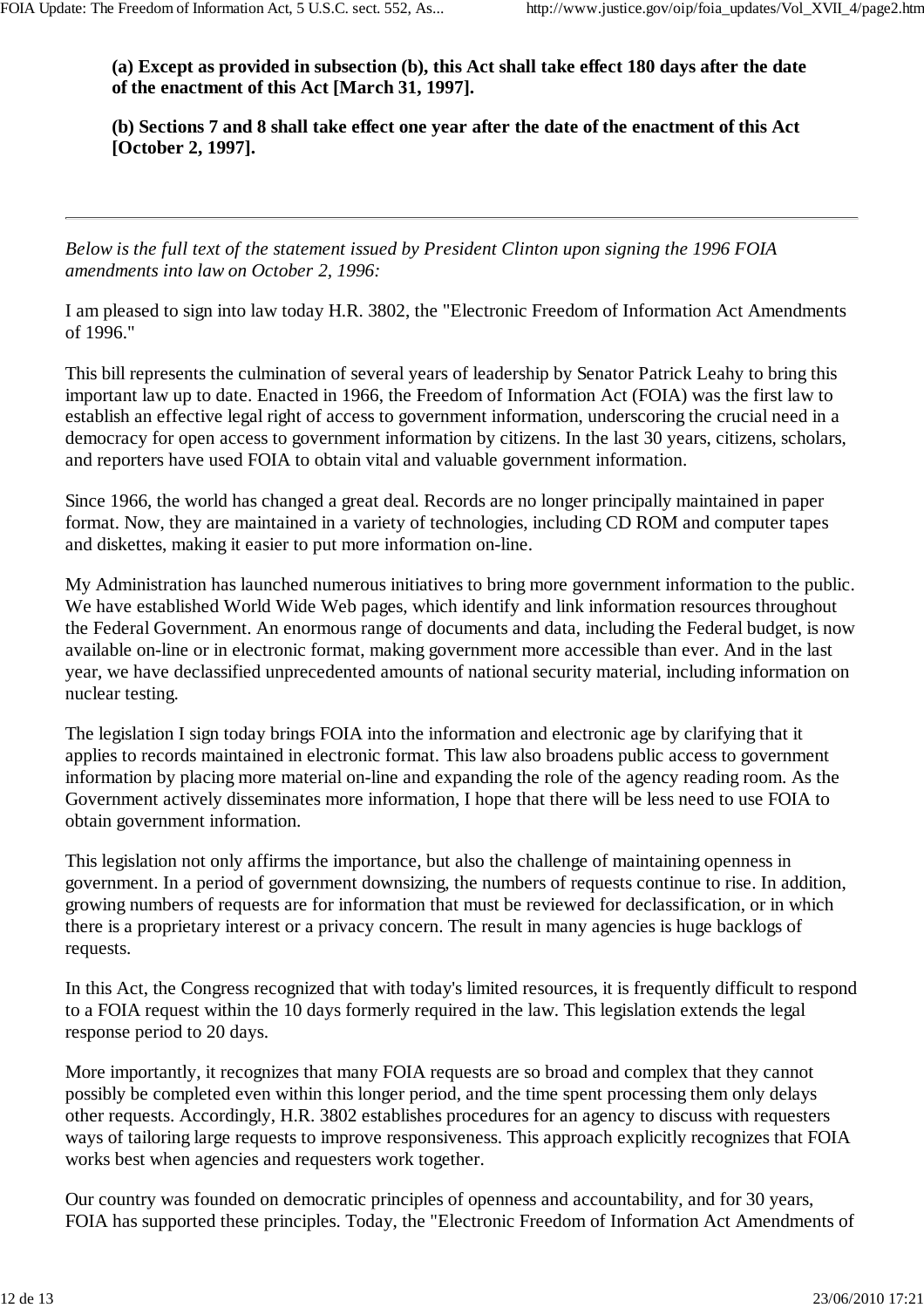**(a) Except as provided in subsection (b), this Act shall take effect 180 days after the date of the enactment of this Act [March 31, 1997].**

**(b) Sections 7 and 8 shall take effect one year after the date of the enactment of this Act [October 2, 1997].**

---

*Below is the full text of the statement issued by President Clinton upon signing the 1996 FOIA amendments into law on October 2, 1996:*

I am pleased to sign into law today H.R. 3802, the "Electronic Freedom of Information Act Amendments of 1996."

This bill represents the culmination of several years of leadership by Senator Patrick Leahy to bring this important law up to date. Enacted in 1966, the Freedom of Information Act (FOIA) was the first law to establish an effective legal right of access to government information, underscoring the crucial need in a democracy for open access to government information by citizens. In the last 30 years, citizens, scholars, and reporters have used FOIA to obtain vital and valuable government information.

Since 1966, the world has changed a great deal. Records are no longer principally maintained in paper format. Now, they are maintained in a variety of technologies, including CD ROM and computer tapes and diskettes, making it easier to put more information on-line.

My Administration has launched numerous initiatives to bring more government information to the public. We have established World Wide Web pages, which identify and link information resources throughout the Federal Government. An enormous range of documents and data, including the Federal budget, is now available on-line or in electronic format, making government more accessible than ever. And in the last year, we have declassified unprecedented amounts of national security material, including information on nuclear testing.

The legislation I sign today brings FOIA into the information and electronic age by clarifying that it applies to records maintained in electronic format. This law also broadens public access to government information by placing more material on-line and expanding the role of the agency reading room. As the Government actively disseminates more information, I hope that there will be less need to use FOIA to obtain government information.

This legislation not only affirms the importance, but also the challenge of maintaining openness in government. In a period of government downsizing, the numbers of requests continue to rise. In addition, growing numbers of requests are for information that must be reviewed for declassification, or in which there is a proprietary interest or a privacy concern. The result in many agencies is huge backlogs of requests.

In this Act, the Congress recognized that with today's limited resources, it is frequently difficult to respond to a FOIA request within the 10 days formerly required in the law. This legislation extends the legal response period to 20 days.

More importantly, it recognizes that many FOIA requests are so broad and complex that they cannot possibly be completed even within this longer period, and the time spent processing them only delays other requests. Accordingly, H.R. 3802 establishes procedures for an agency to discuss with requesters ways of tailoring large requests to improve responsiveness. This approach explicitly recognizes that FOIA works best when agencies and requesters work together.

Our country was founded on democratic principles of openness and accountability, and for 30 years, FOIA has supported these principles. Today, the "Electronic Freedom of Information Act Amendments of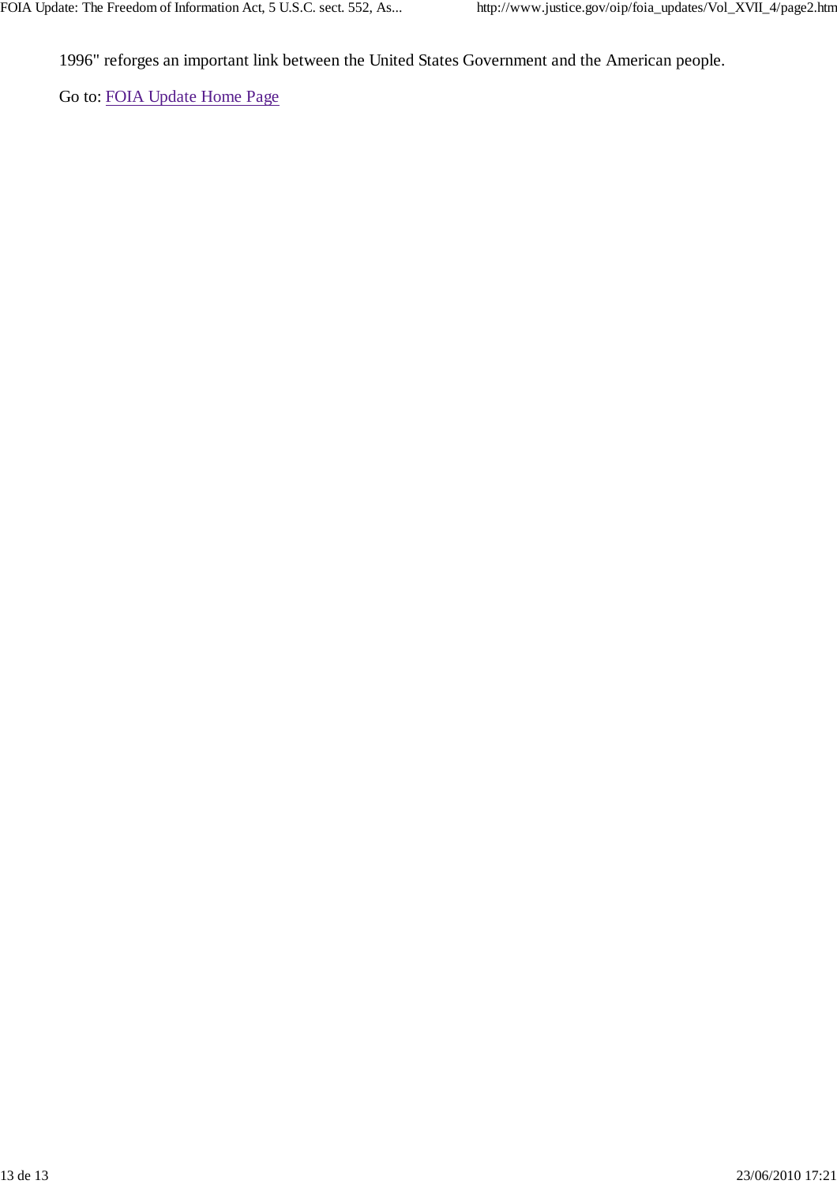1996" reforges an important link between the United States Government and the American people.

Go to: FOIA Update Home Page